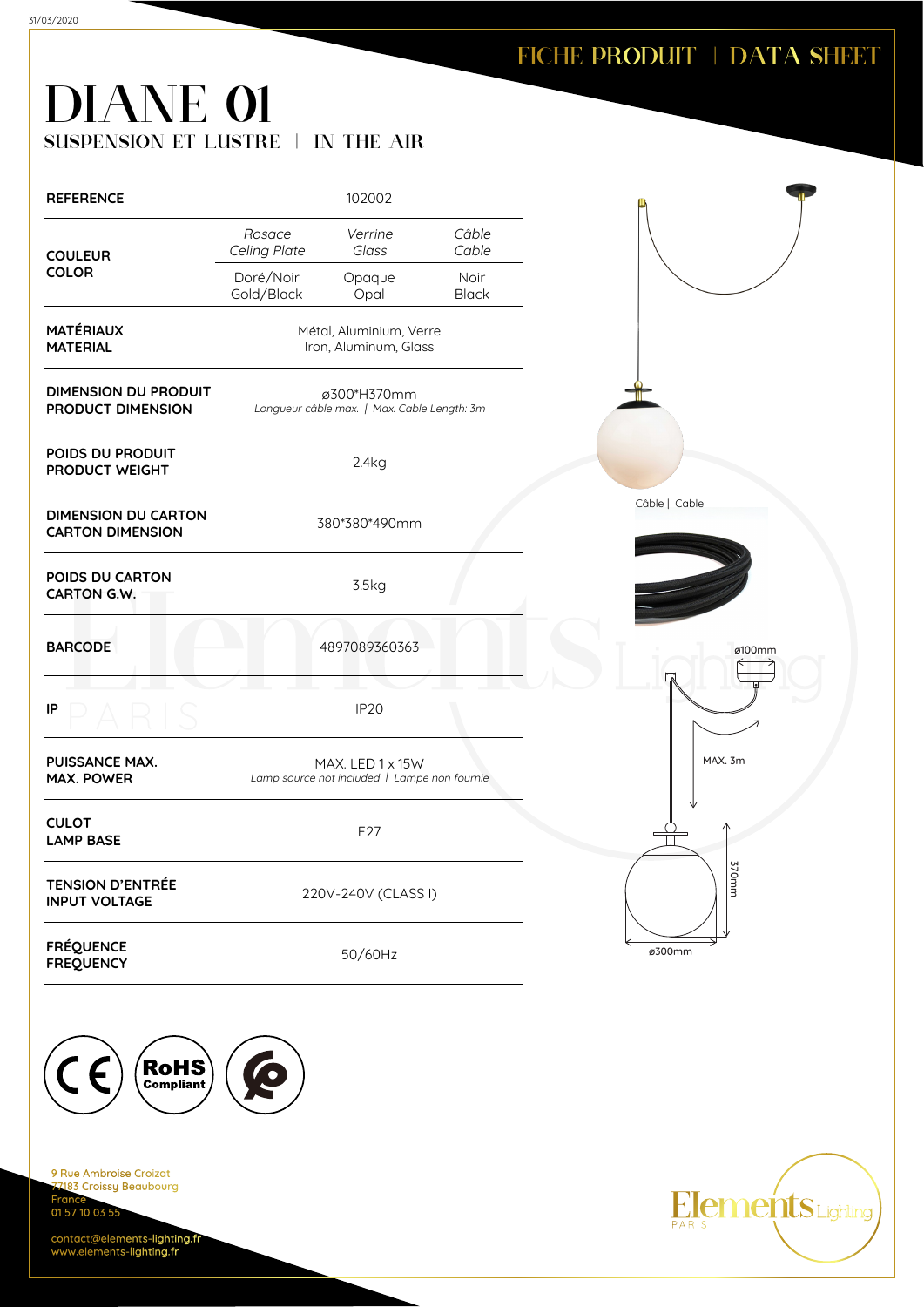FICHE PRODUIT | DATA SHEET

# DIANE 01

## SUSPENSION ET LUSTRE | IN THE AIR

| | | | |
|---|---|---|---|
| **REFERENCE** | 102002 | | |
| **COULEUR COLOR** | *Rosace Celing Plate* | *Verrine Glass* | *Câble Cable* |
| | Doré/Noir Gold/Black | Opaque Opal | Noir Black |
| **MATÉRIAUX MATERIAL** | Métal, Aluminium, Verre Iron, Aluminum, Glass | | |
| **DIMENSION DU PRODUIT PRODUCT DIMENSION** | ø300*H370mm *Longueur câble max. \| Max. Cable Length: 3m* | | |
| **POIDS DU PRODUIT PRODUCT WEIGHT** | 2.4kg | | |
| **DIMENSION DU CARTON CARTON DIMENSION** | 380*380*490mm | | |
| **POIDS DU CARTON CARTON G.W.** | 3.5kg | | |
| **BARCODE** | 4897089360363 | | |
| **IP** | IP20 | | |
| **PUISSANCE MAX. MAX. POWER** | MAX. LED 1 x 15W *Lamp source not included \| Lampe non fournie* | | |
| **CULOT LAMP BASE** | E27 | | |
| **TENSION D'ENTRÉE INPUT VOLTAGE** | 220V-240V (CLASS I) | | |
| **FRÉQUENCE FREQUENCY** | 50/60Hz | | |

Câble | Cable

ø100mm

MAX. 3m

370mm

ø300mm

9 Rue Ambroise Croizat
77183 Croissy Beaubourg
France
01 57 10 03 55

contact@elements-lighting.fr
www.elements-lighting.fr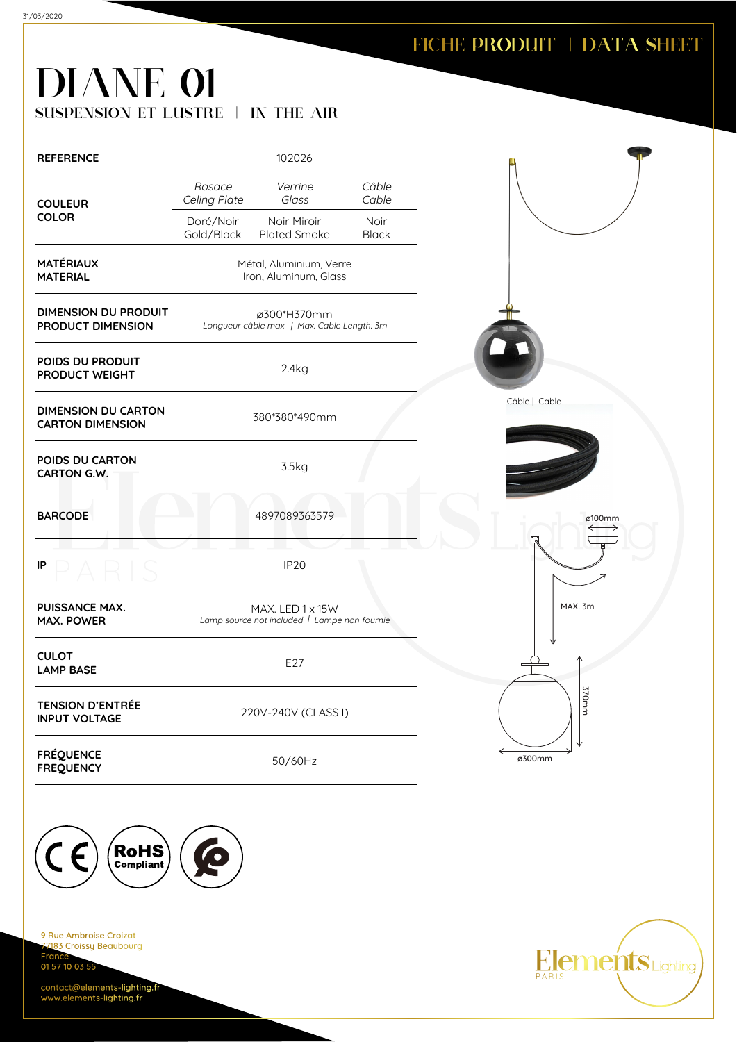31/03/2020

FICHE PRODUIT | DATA SHEET

# DIANE 01

## SUSPENSION ET LUSTRE | IN THE AIR

| | | | |
|---|---|---|---|
| **REFERENCE** | 102026 | | |
| **COULEUR COLOR** | *Rosace Celing Plate* | *Verrine Glass* | *Câble Cable* |
| | Doré/Noir Gold/Black | Noir Miroir Plated Smoke | Noir Black |
| **MATÉRIAUX MATERIAL** | Métal, Aluminium, Verre Iron, Aluminum, Glass | | |
| **DIMENSION DU PRODUIT PRODUCT DIMENSION** | ø300*H370mm *Longueur câble max. \| Max. Cable Length: 3m* | | |
| **POIDS DU PRODUIT PRODUCT WEIGHT** | 2.4kg | | |
| **DIMENSION DU CARTON CARTON DIMENSION** | 380*380*490mm | | |
| **POIDS DU CARTON CARTON G.W.** | 3.5kg | | |
| **BARCODE** | 4897089363579 | | |
| **IP** | IP20 | | |
| **PUISSANCE MAX. MAX. POWER** | MAX. LED 1 x 15W *Lamp source not included \| Lampe non fournie* | | |
| **CULOT LAMP BASE** | E27 | | |
| **TENSION D'ENTRÉE INPUT VOLTAGE** | 220V-240V (CLASS I) | | |
| **FRÉQUENCE FREQUENCY** | 50/60Hz | | |

Câble | Cable

ø100mm

MAX. 3m

370mm

ø300mm

9 Rue Ambroise Croizat
77183 Croissy Beaubourg
France
01 57 10 03 55

contact@elements-lighting.fr
www.elements-lighting.fr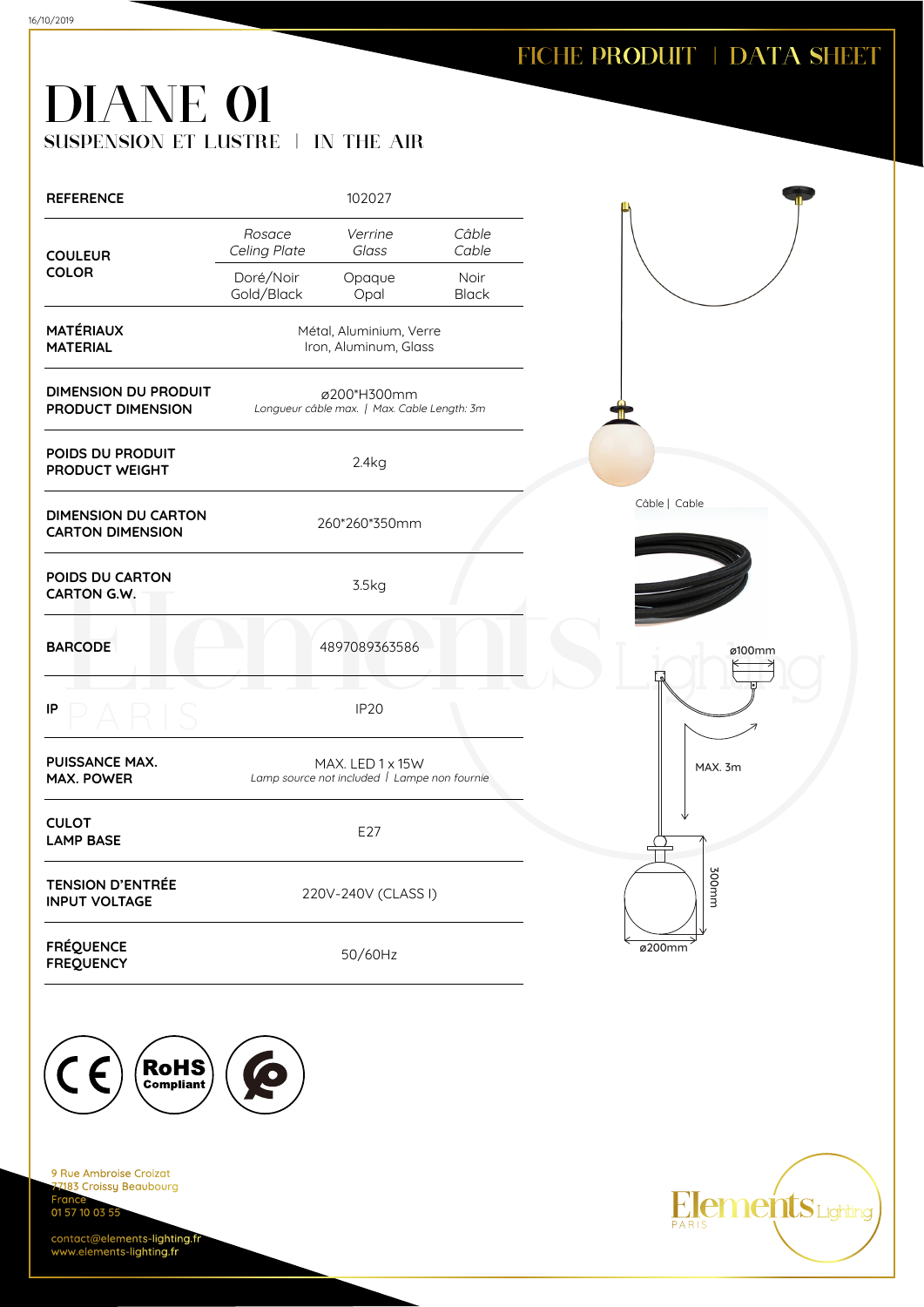FICHE PRODUIT | DATA SHEET

# DIANE 01

## SUSPENSION ET LUSTRE | IN THE AIR

| REFERENCE | 102027 | | |
|---|---|---|---|
| COULEUR<br>COLOR | *Rosace<br>Celing Plate* | *Verrine<br>Glass* | *Câble<br>Cable* |
| | Doré/Noir<br>Gold/Black | Opaque<br>Opal | Noir<br>Black |
| MATÉRIAUX<br>MATERIAL | Métal, Aluminium, Verre<br>Iron, Aluminum, Glass | | |
| DIMENSION DU PRODUIT<br>PRODUCT DIMENSION | ø200*H300mm<br>*Longueur câble max. \| Max. Cable Length: 3m* | | |
| POIDS DU PRODUIT<br>PRODUCT WEIGHT | 2.4kg | | |
| DIMENSION DU CARTON<br>CARTON DIMENSION | 260*260*350mm | | |
| POIDS DU CARTON<br>CARTON G.W. | 3.5kg | | |
| BARCODE | 4897089363586 | | |
| IP | IP20 | | |
| PUISSANCE MAX.<br>MAX. POWER | MAX. LED 1 x 15W<br>*Lamp source not included \| Lampe non fournie* | | |
| CULOT<br>LAMP BASE | E27 | | |
| TENSION D'ENTRÉE<br>INPUT VOLTAGE | 220V-240V (CLASS I) | | |
| FRÉQUENCE<br>FREQUENCY | 50/60Hz | | |

Câble | Cable

ø100mm

MAX. 3m

300mm

ø200mm

9 Rue Ambroise Croizat
77183 Croissy Beaubourg
France
01 57 10 03 55

contact@elements-lighting.fr
www.elements-lighting.fr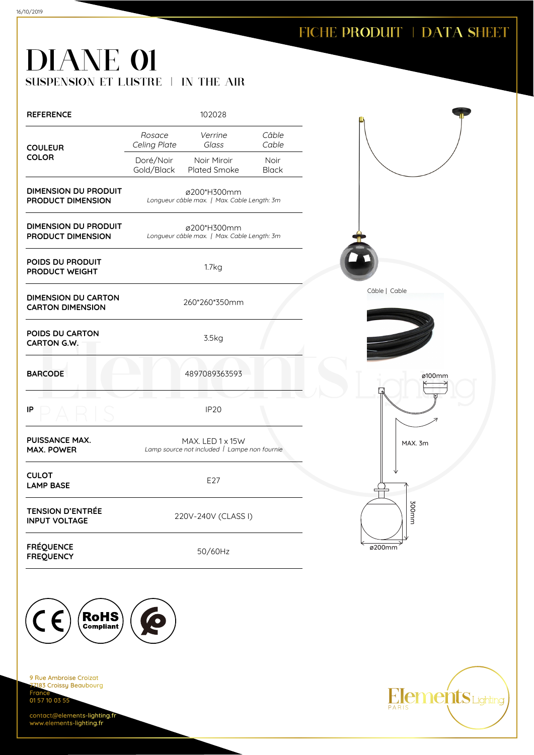16/10/2019

FICHE PRODUIT | DATA SHEET

# DIANE 01

## SUSPENSION ET LUSTRE | IN THE AIR

| | | | |
|---|---|---|---|
| **REFERENCE** | 102028 | | |
| **COULEUR COLOR** | *Rosace Celing Plate* | *Verrine Glass* | *Câble Cable* |
| | Doré/Noir Gold/Black | Noir Miroir Plated Smoke | Noir Black |
| **DIMENSION DU PRODUIT PRODUCT DIMENSION** | ø200*H300mm *Longueur câble max. \| Max. Cable Length: 3m* | | |
| **DIMENSION DU PRODUIT PRODUCT DIMENSION** | ø200*H300mm *Longueur câble max. \| Max. Cable Length: 3m* | | |
| **POIDS DU PRODUIT PRODUCT WEIGHT** | 1.7kg | | |
| **DIMENSION DU CARTON CARTON DIMENSION** | 260*260*350mm | | |
| **POIDS DU CARTON CARTON G.W.** | 3.5kg | | |
| **BARCODE** | 4897089363593 | | |
| **IP** | IP20 | | |
| **PUISSANCE MAX. MAX. POWER** | MAX. LED 1 x 15W *Lamp source not included \| Lampe non fournie* | | |
| **CULOT LAMP BASE** | E27 | | |
| **TENSION D'ENTRÉE INPUT VOLTAGE** | 220V-240V (CLASS I) | | |
| **FRÉQUENCE FREQUENCY** | 50/60Hz | | |

Câble | Cable

ø100mm

MAX. 3m

300mm

ø200mm

9 Rue Ambroise Croizat
77183 Croissy Beaubourg
France
01 57 10 03 55

contact@elements-lighting.fr
www.elements-lighting.fr

Elements Lighting PARIS